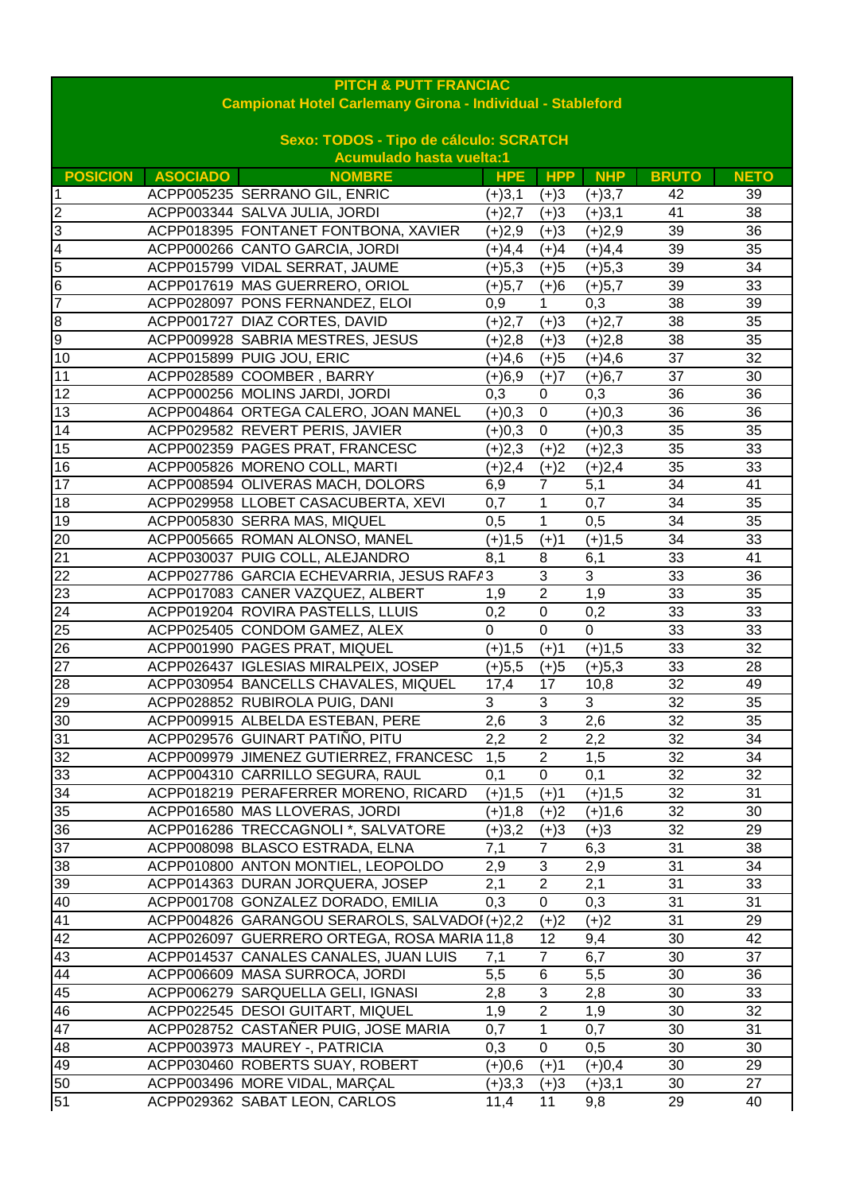**PITCH & PUTT FRANCIAC**

**Campionat Hotel Carlemany Girona - Individual - Stableford**

**Sexo: TODOS - Tipo de cálculo: SCRATCH**

**Acumulado hasta vuelta:1**

| POSICION | ASOCIADO | NOMBRE | HPE | HPP | NHP | BRUTO | NETO |
|---|---|---|---|---|---|---|---|
| 1 | ACPP005235 | SERRANO GIL, ENRIC | (+)3,1 | (+)3 | (+)3,7 | 42 | 39 |
| 2 | ACPP003344 | SALVA JULIA, JORDI | (+)2,7 | (+)3 | (+)3,1 | 41 | 38 |
| 3 | ACPP018395 | FONTANET FONTBONA, XAVIER | (+)2,9 | (+)3 | (+)2,9 | 39 | 36 |
| 4 | ACPP000266 | CANTO GARCIA, JORDI | (+)4,4 | (+)4 | (+)4,4 | 39 | 35 |
| 5 | ACPP015799 | VIDAL SERRAT, JAUME | (+)5,3 | (+)5 | (+)5,3 | 39 | 34 |
| 6 | ACPP017619 | MAS GUERRERO, ORIOL | (+)5,7 | (+)6 | (+)5,7 | 39 | 33 |
| 7 | ACPP028097 | PONS FERNANDEZ, ELOI | 0,9 | 1 | 0,3 | 38 | 39 |
| 8 | ACPP001727 | DIAZ CORTES, DAVID | (+)2,7 | (+)3 | (+)2,7 | 38 | 35 |
| 9 | ACPP009928 | SABRIA MESTRES, JESUS | (+)2,8 | (+)3 | (+)2,8 | 38 | 35 |
| 10 | ACPP015899 | PUIG JOU, ERIC | (+)4,6 | (+)5 | (+)4,6 | 37 | 32 |
| 11 | ACPP028589 | COOMBER , BARRY | (+)6,9 | (+)7 | (+)6,7 | 37 | 30 |
| 12 | ACPP000256 | MOLINS JARDI, JORDI | 0,3 | 0 | 0,3 | 36 | 36 |
| 13 | ACPP004864 | ORTEGA CALERO, JOAN MANEL | (+)0,3 | 0 | (+)0,3 | 36 | 36 |
| 14 | ACPP029582 | REVERT PERIS, JAVIER | (+)0,3 | 0 | (+)0,3 | 35 | 35 |
| 15 | ACPP002359 | PAGES PRAT, FRANCESC | (+)2,3 | (+)2 | (+)2,3 | 35 | 33 |
| 16 | ACPP005826 | MORENO COLL, MARTI | (+)2,4 | (+)2 | (+)2,4 | 35 | 33 |
| 17 | ACPP008594 | OLIVERAS MACH, DOLORS | 6,9 | 7 | 5,1 | 34 | 41 |
| 18 | ACPP029958 | LLOBET CASACUBERTA, XEVI | 0,7 | 1 | 0,7 | 34 | 35 |
| 19 | ACPP005830 | SERRA MAS, MIQUEL | 0,5 | 1 | 0,5 | 34 | 35 |
| 20 | ACPP005665 | ROMAN ALONSO, MANEL | (+)1,5 | (+)1 | (+)1,5 | 34 | 33 |
| 21 | ACPP030037 | PUIG COLL, ALEJANDRO | 8,1 | 8 | 6,1 | 33 | 41 |
| 22 | ACPP027786 | GARCIA ECHEVARRIA, JESUS RAFA | 3 | 3 | 3 | 33 | 36 |
| 23 | ACPP017083 | CANER VAZQUEZ, ALBERT | 1,9 | 2 | 1,9 | 33 | 35 |
| 24 | ACPP019204 | ROVIRA PASTELLS, LLUIS | 0,2 | 0 | 0,2 | 33 | 33 |
| 25 | ACPP025405 | CONDOM GAMEZ, ALEX | 0 | 0 | 0 | 33 | 33 |
| 26 | ACPP001990 | PAGES PRAT, MIQUEL | (+)1,5 | (+)1 | (+)1,5 | 33 | 32 |
| 27 | ACPP026437 | IGLESIAS MIRALPEIX, JOSEP | (+)5,5 | (+)5 | (+)5,3 | 33 | 28 |
| 28 | ACPP030954 | BANCELLS CHAVALES, MIQUEL | 17,4 | 17 | 10,8 | 32 | 49 |
| 29 | ACPP028852 | RUBIROLA PUIG, DANI | 3 | 3 | 3 | 32 | 35 |
| 30 | ACPP009915 | ALBELDA ESTEBAN, PERE | 2,6 | 3 | 2,6 | 32 | 35 |
| 31 | ACPP029576 | GUINART PATIÑO, PITU | 2,2 | 2 | 2,2 | 32 | 34 |
| 32 | ACPP009979 | JIMENEZ GUTIERREZ, FRANCESC | 1,5 | 2 | 1,5 | 32 | 34 |
| 33 | ACPP004310 | CARRILLO SEGURA, RAUL | 0,1 | 0 | 0,1 | 32 | 32 |
| 34 | ACPP018219 | PERAFERRER MORENO, RICARD | (+)1,5 | (+)1 | (+)1,5 | 32 | 31 |
| 35 | ACPP016580 | MAS LLOVERAS, JORDI | (+)1,8 | (+)2 | (+)1,6 | 32 | 30 |
| 36 | ACPP016286 | TRECCAGNOLI *, SALVATORE | (+)3,2 | (+)3 | (+)3 | 32 | 29 |
| 37 | ACPP008098 | BLASCO ESTRADA, ELNA | 7,1 | 7 | 6,3 | 31 | 38 |
| 38 | ACPP010800 | ANTON MONTIEL, LEOPOLDO | 2,9 | 3 | 2,9 | 31 | 34 |
| 39 | ACPP014363 | DURAN JORQUERA, JOSEP | 2,1 | 2 | 2,1 | 31 | 33 |
| 40 | ACPP001708 | GONZALEZ DORADO, EMILIA | 0,3 | 0 | 0,3 | 31 | 31 |
| 41 | ACPP004826 | GARANGOU SERAROLS, SALVADOI | (+)2,2 | (+)2 | (+)2 | 31 | 29 |
| 42 | ACPP026097 | GUERRERO ORTEGA, ROSA MARIA | 11,8 | 12 | 9,4 | 30 | 42 |
| 43 | ACPP014537 | CANALES CANALES, JUAN LUIS | 7,1 | 7 | 6,7 | 30 | 37 |
| 44 | ACPP006609 | MASA SURROCA, JORDI | 5,5 | 6 | 5,5 | 30 | 36 |
| 45 | ACPP006279 | SARQUELLA GELI, IGNASI | 2,8 | 3 | 2,8 | 30 | 33 |
| 46 | ACPP022545 | DESOI GUITART, MIQUEL | 1,9 | 2 | 1,9 | 30 | 32 |
| 47 | ACPP028752 | CASTAÑER PUIG, JOSE MARIA | 0,7 | 1 | 0,7 | 30 | 31 |
| 48 | ACPP003973 | MAUREY -, PATRICIA | 0,3 | 0 | 0,5 | 30 | 30 |
| 49 | ACPP030460 | ROBERTS SUAY, ROBERT | (+)0,6 | (+)1 | (+)0,4 | 30 | 29 |
| 50 | ACPP003496 | MORE VIDAL, MARÇAL | (+)3,3 | (+)3 | (+)3,1 | 30 | 27 |
| 51 | ACPP029362 | SABAT LEON, CARLOS | 11,4 | 11 | 9,8 | 29 | 40 |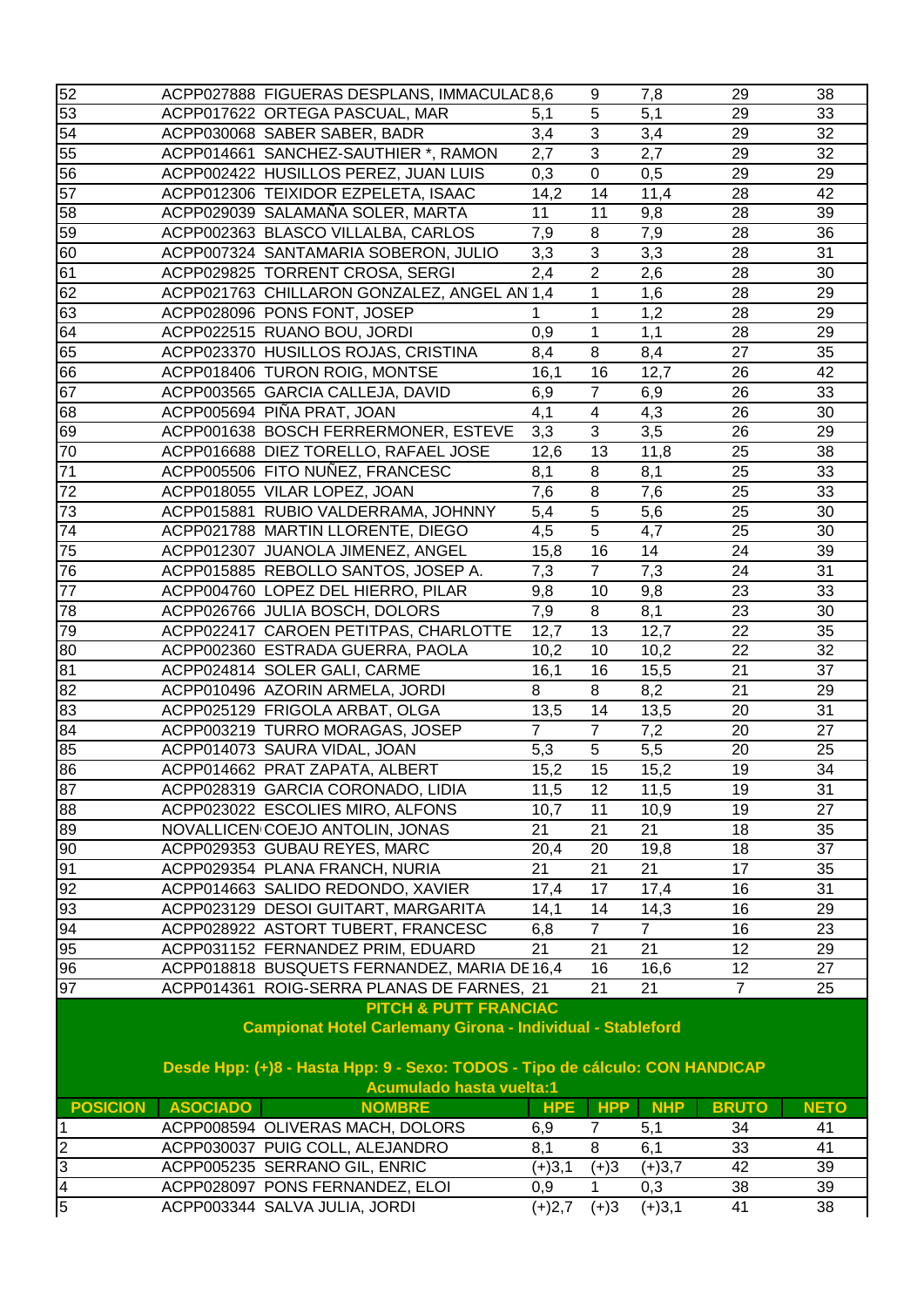| | | | | | | | |
|---|---|---|---|---|---|---|---|
| 52 | ACPP027888 | FIGUERAS DESPLANS, IMMACULAD | 8,6 | 9 | 7,8 | 29 | 38 |
| 53 | ACPP017622 | ORTEGA PASCUAL, MAR | 5,1 | 5 | 5,1 | 29 | 33 |
| 54 | ACPP030068 | SABER SABER, BADR | 3,4 | 3 | 3,4 | 29 | 32 |
| 55 | ACPP014661 | SANCHEZ-SAUTHIER *, RAMON | 2,7 | 3 | 2,7 | 29 | 32 |
| 56 | ACPP002422 | HUSILLOS PEREZ, JUAN LUIS | 0,3 | 0 | 0,5 | 29 | 29 |
| 57 | ACPP012306 | TEIXIDOR EZPELETA, ISAAC | 14,2 | 14 | 11,4 | 28 | 42 |
| 58 | ACPP029039 | SALAMAÑA SOLER, MARTA | 11 | 11 | 9,8 | 28 | 39 |
| 59 | ACPP002363 | BLASCO VILLALBA, CARLOS | 7,9 | 8 | 7,9 | 28 | 36 |
| 60 | ACPP007324 | SANTAMARIA SOBERON, JULIO | 3,3 | 3 | 3,3 | 28 | 31 |
| 61 | ACPP029825 | TORRENT CROSA, SERGI | 2,4 | 2 | 2,6 | 28 | 30 |
| 62 | ACPP021763 | CHILLARON GONZALEZ, ANGEL AN | 1,4 | 1 | 1,6 | 28 | 29 |
| 63 | ACPP028096 | PONS FONT, JOSEP | 1 | 1 | 1,2 | 28 | 29 |
| 64 | ACPP022515 | RUANO BOU, JORDI | 0,9 | 1 | 1,1 | 28 | 29 |
| 65 | ACPP023370 | HUSILLOS ROJAS, CRISTINA | 8,4 | 8 | 8,4 | 27 | 35 |
| 66 | ACPP018406 | TURON ROIG, MONTSE | 16,1 | 16 | 12,7 | 26 | 42 |
| 67 | ACPP003565 | GARCIA CALLEJA, DAVID | 6,9 | 7 | 6,9 | 26 | 33 |
| 68 | ACPP005694 | PIÑA PRAT, JOAN | 4,1 | 4 | 4,3 | 26 | 30 |
| 69 | ACPP001638 | BOSCH FERRERMONER, ESTEVE | 3,3 | 3 | 3,5 | 26 | 29 |
| 70 | ACPP016688 | DIEZ TORELLO, RAFAEL JOSE | 12,6 | 13 | 11,8 | 25 | 38 |
| 71 | ACPP005506 | FITO NUÑEZ, FRANCESC | 8,1 | 8 | 8,1 | 25 | 33 |
| 72 | ACPP018055 | VILAR LOPEZ, JOAN | 7,6 | 8 | 7,6 | 25 | 33 |
| 73 | ACPP015881 | RUBIO VALDERRAMA, JOHNNY | 5,4 | 5 | 5,6 | 25 | 30 |
| 74 | ACPP021788 | MARTIN LLORENTE, DIEGO | 4,5 | 5 | 4,7 | 25 | 30 |
| 75 | ACPP012307 | JUANOLA JIMENEZ, ANGEL | 15,8 | 16 | 14 | 24 | 39 |
| 76 | ACPP015885 | REBOLLO SANTOS, JOSEP A. | 7,3 | 7 | 7,3 | 24 | 31 |
| 77 | ACPP004760 | LOPEZ DEL HIERRO, PILAR | 9,8 | 10 | 9,8 | 23 | 33 |
| 78 | ACPP026766 | JULIA BOSCH, DOLORS | 7,9 | 8 | 8,1 | 23 | 30 |
| 79 | ACPP022417 | CAROEN PETITPAS, CHARLOTTE | 12,7 | 13 | 12,7 | 22 | 35 |
| 80 | ACPP002360 | ESTRADA GUERRA, PAOLA | 10,2 | 10 | 10,2 | 22 | 32 |
| 81 | ACPP024814 | SOLER GALI, CARME | 16,1 | 16 | 15,5 | 21 | 37 |
| 82 | ACPP010496 | AZORIN ARMELA, JORDI | 8 | 8 | 8,2 | 21 | 29 |
| 83 | ACPP025129 | FRIGOLA ARBAT, OLGA | 13,5 | 14 | 13,5 | 20 | 31 |
| 84 | ACPP003219 | TURRO MORAGAS, JOSEP | 7 | 7 | 7,2 | 20 | 27 |
| 85 | ACPP014073 | SAURA VIDAL, JOAN | 5,3 | 5 | 5,5 | 20 | 25 |
| 86 | ACPP014662 | PRAT ZAPATA, ALBERT | 15,2 | 15 | 15,2 | 19 | 34 |
| 87 | ACPP028319 | GARCIA CORONADO, LIDIA | 11,5 | 12 | 11,5 | 19 | 31 |
| 88 | ACPP023022 | ESCOLIES MIRO, ALFONS | 10,7 | 11 | 10,9 | 19 | 27 |
| 89 | NOVALLICEN | COEJO ANTOLIN, JONAS | 21 | 21 | 21 | 18 | 35 |
| 90 | ACPP029353 | GUBAU REYES, MARC | 20,4 | 20 | 19,8 | 18 | 37 |
| 91 | ACPP029354 | PLANA FRANCH, NURIA | 21 | 21 | 21 | 17 | 35 |
| 92 | ACPP014663 | SALIDO REDONDO, XAVIER | 17,4 | 17 | 17,4 | 16 | 31 |
| 93 | ACPP023129 | DESOI GUITART, MARGARITA | 14,1 | 14 | 14,3 | 16 | 29 |
| 94 | ACPP028922 | ASTORT TUBERT, FRANCESC | 6,8 | 7 | 7 | 16 | 23 |
| 95 | ACPP031152 | FERNANDEZ PRIM, EDUARD | 21 | 21 | 21 | 12 | 29 |
| 96 | ACPP018818 | BUSQUETS FERNANDEZ, MARIA DE | 16,4 | 16 | 16,6 | 12 | 27 |
| 97 | ACPP014361 | ROIG-SERRA PLANAS DE FARNES, | 21 | 21 | 21 | 7 | 25 |

**PITCH & PUTT FRANCIAC**

**Campionat Hotel Carlemany Girona - Individual - Stableford**

**Desde Hpp: (+)8 - Hasta Hpp: 9 - Sexo: TODOS - Tipo de cálculo: CON HANDICAP**

**Acumulado hasta vuelta:1**

| POSICION | ASOCIADO | NOMBRE | HPE | HPP | NHP | BRUTO | NETO |
|---|---|---|---|---|---|---|---|
| 1 | ACPP008594 | OLIVERAS MACH, DOLORS | 6,9 | 7 | 5,1 | 34 | 41 |
| 2 | ACPP030037 | PUIG COLL, ALEJANDRO | 8,1 | 8 | 6,1 | 33 | 41 |
| 3 | ACPP005235 | SERRANO GIL, ENRIC | (+)3,1 | (+)3 | (+)3,7 | 42 | 39 |
| 4 | ACPP028097 | PONS FERNANDEZ, ELOI | 0,9 | 1 | 0,3 | 38 | 39 |
| 5 | ACPP003344 | SALVA JULIA, JORDI | (+)2,7 | (+)3 | (+)3,1 | 41 | 38 |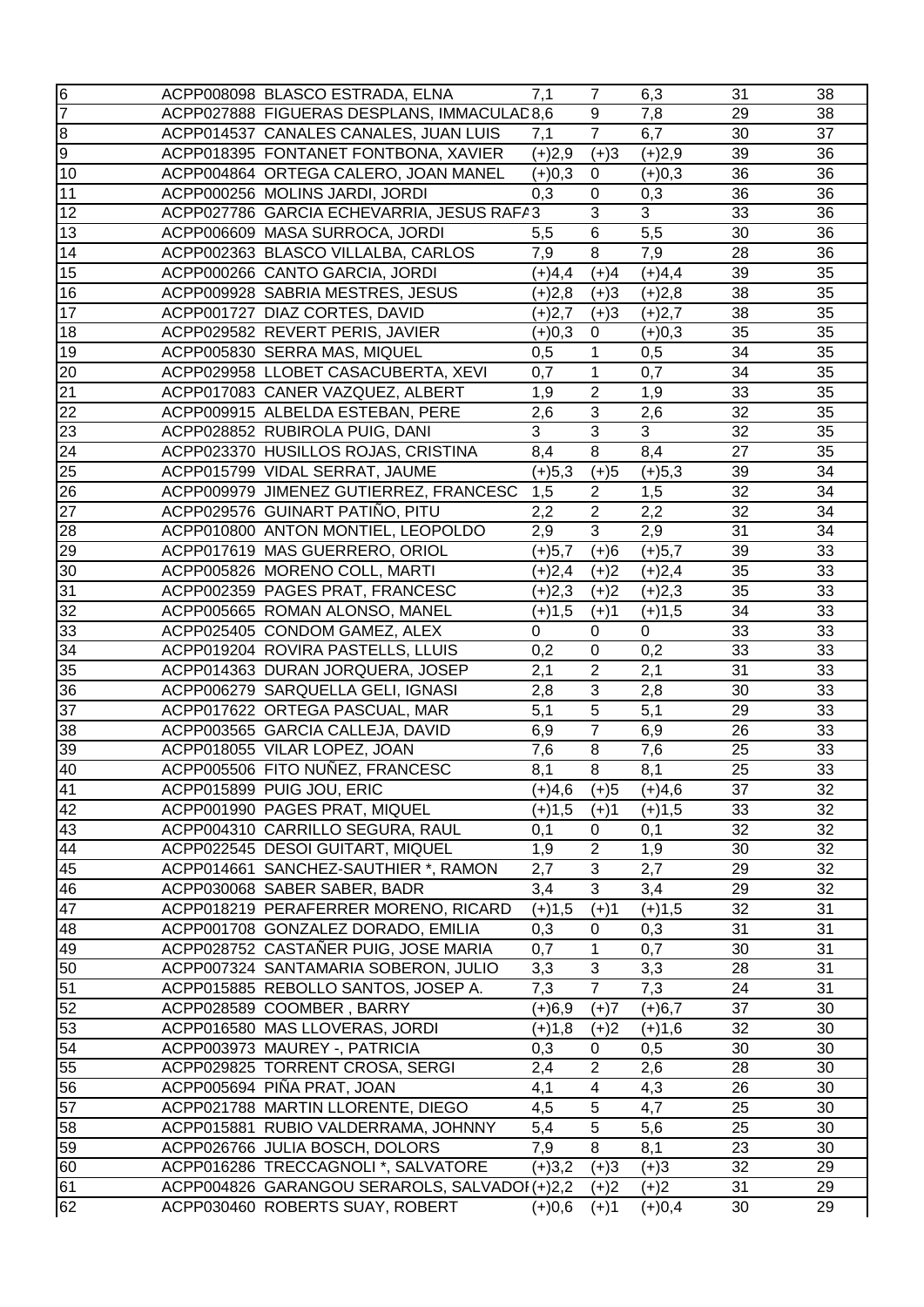| | | | | | | |
|---|---|---|---|---|---|---|
| 6 | ACPP008098 BLASCO ESTRADA, ELNA | 7,1 | 7 | 6,3 | 31 | 38 |
| 7 | ACPP027888 FIGUERAS DESPLANS, IMMACULAD | 8,6 | 9 | 7,8 | 29 | 38 |
| 8 | ACPP014537 CANALES CANALES, JUAN LUIS | 7,1 | 7 | 6,7 | 30 | 37 |
| 9 | ACPP018395 FONTANET FONTBONA, XAVIER | (+)2,9 | (+)3 | (+)2,9 | 39 | 36 |
| 10 | ACPP004864 ORTEGA CALERO, JOAN MANEL | (+)0,3 | 0 | (+)0,3 | 36 | 36 |
| 11 | ACPP000256 MOLINS JARDI, JORDI | 0,3 | 0 | 0,3 | 36 | 36 |
| 12 | ACPP027786 GARCIA ECHEVARRIA, JESUS RAFA | 3 | 3 | 3 | 33 | 36 |
| 13 | ACPP006609 MASA SURROCA, JORDI | 5,5 | 6 | 5,5 | 30 | 36 |
| 14 | ACPP002363 BLASCO VILLALBA, CARLOS | 7,9 | 8 | 7,9 | 28 | 36 |
| 15 | ACPP000266 CANTO GARCIA, JORDI | (+)4,4 | (+)4 | (+)4,4 | 39 | 35 |
| 16 | ACPP009928 SABRIA MESTRES, JESUS | (+)2,8 | (+)3 | (+)2,8 | 38 | 35 |
| 17 | ACPP001727 DIAZ CORTES, DAVID | (+)2,7 | (+)3 | (+)2,7 | 38 | 35 |
| 18 | ACPP029582 REVERT PERIS, JAVIER | (+)0,3 | 0 | (+)0,3 | 35 | 35 |
| 19 | ACPP005830 SERRA MAS, MIQUEL | 0,5 | 1 | 0,5 | 34 | 35 |
| 20 | ACPP029958 LLOBET CASACUBERTA, XEVI | 0,7 | 1 | 0,7 | 34 | 35 |
| 21 | ACPP017083 CANER VAZQUEZ, ALBERT | 1,9 | 2 | 1,9 | 33 | 35 |
| 22 | ACPP009915 ALBELDA ESTEBAN, PERE | 2,6 | 3 | 2,6 | 32 | 35 |
| 23 | ACPP028852 RUBIROLA PUIG, DANI | 3 | 3 | 3 | 32 | 35 |
| 24 | ACPP023370 HUSILLOS ROJAS, CRISTINA | 8,4 | 8 | 8,4 | 27 | 35 |
| 25 | ACPP015799 VIDAL SERRAT, JAUME | (+)5,3 | (+)5 | (+)5,3 | 39 | 34 |
| 26 | ACPP009979 JIMENEZ GUTIERREZ, FRANCESC | 1,5 | 2 | 1,5 | 32 | 34 |
| 27 | ACPP029576 GUINART PATIÑO, PITU | 2,2 | 2 | 2,2 | 32 | 34 |
| 28 | ACPP010800 ANTON MONTIEL, LEOPOLDO | 2,9 | 3 | 2,9 | 31 | 34 |
| 29 | ACPP017619 MAS GUERRERO, ORIOL | (+)5,7 | (+)6 | (+)5,7 | 39 | 33 |
| 30 | ACPP005826 MORENO COLL, MARTI | (+)2,4 | (+)2 | (+)2,4 | 35 | 33 |
| 31 | ACPP002359 PAGES PRAT, FRANCESC | (+)2,3 | (+)2 | (+)2,3 | 35 | 33 |
| 32 | ACPP005665 ROMAN ALONSO, MANEL | (+)1,5 | (+)1 | (+)1,5 | 34 | 33 |
| 33 | ACPP025405 CONDOM GAMEZ, ALEX | 0 | 0 | 0 | 33 | 33 |
| 34 | ACPP019204 ROVIRA PASTELLS, LLUIS | 0,2 | 0 | 0,2 | 33 | 33 |
| 35 | ACPP014363 DURAN JORQUERA, JOSEP | 2,1 | 2 | 2,1 | 31 | 33 |
| 36 | ACPP006279 SARQUELLA GELI, IGNASI | 2,8 | 3 | 2,8 | 30 | 33 |
| 37 | ACPP017622 ORTEGA PASCUAL, MAR | 5,1 | 5 | 5,1 | 29 | 33 |
| 38 | ACPP003565 GARCIA CALLEJA, DAVID | 6,9 | 7 | 6,9 | 26 | 33 |
| 39 | ACPP018055 VILAR LOPEZ, JOAN | 7,6 | 8 | 7,6 | 25 | 33 |
| 40 | ACPP005506 FITO NUÑEZ, FRANCESC | 8,1 | 8 | 8,1 | 25 | 33 |
| 41 | ACPP015899 PUIG JOU, ERIC | (+)4,6 | (+)5 | (+)4,6 | 37 | 32 |
| 42 | ACPP001990 PAGES PRAT, MIQUEL | (+)1,5 | (+)1 | (+)1,5 | 33 | 32 |
| 43 | ACPP004310 CARRILLO SEGURA, RAUL | 0,1 | 0 | 0,1 | 32 | 32 |
| 44 | ACPP022545 DESOI GUITART, MIQUEL | 1,9 | 2 | 1,9 | 30 | 32 |
| 45 | ACPP014661 SANCHEZ-SAUTHIER *, RAMON | 2,7 | 3 | 2,7 | 29 | 32 |
| 46 | ACPP030068 SABER SABER, BADR | 3,4 | 3 | 3,4 | 29 | 32 |
| 47 | ACPP018219 PERAFERRER MORENO, RICARD | (+)1,5 | (+)1 | (+)1,5 | 32 | 31 |
| 48 | ACPP001708 GONZALEZ DORADO, EMILIA | 0,3 | 0 | 0,3 | 31 | 31 |
| 49 | ACPP028752 CASTAÑER PUIG, JOSE MARIA | 0,7 | 1 | 0,7 | 30 | 31 |
| 50 | ACPP007324 SANTAMARIA SOBERON, JULIO | 3,3 | 3 | 3,3 | 28 | 31 |
| 51 | ACPP015885 REBOLLO SANTOS, JOSEP A. | 7,3 | 7 | 7,3 | 24 | 31 |
| 52 | ACPP028589 COOMBER , BARRY | (+)6,9 | (+)7 | (+)6,7 | 37 | 30 |
| 53 | ACPP016580 MAS LLOVERAS, JORDI | (+)1,8 | (+)2 | (+)1,6 | 32 | 30 |
| 54 | ACPP003973 MAUREY -, PATRICIA | 0,3 | 0 | 0,5 | 30 | 30 |
| 55 | ACPP029825 TORRENT CROSA, SERGI | 2,4 | 2 | 2,6 | 28 | 30 |
| 56 | ACPP005694 PIÑA PRAT, JOAN | 4,1 | 4 | 4,3 | 26 | 30 |
| 57 | ACPP021788 MARTIN LLORENTE, DIEGO | 4,5 | 5 | 4,7 | 25 | 30 |
| 58 | ACPP015881 RUBIO VALDERRAMA, JOHNNY | 5,4 | 5 | 5,6 | 25 | 30 |
| 59 | ACPP026766 JULIA BOSCH, DOLORS | 7,9 | 8 | 8,1 | 23 | 30 |
| 60 | ACPP016286 TRECCAGNOLI *, SALVATORE | (+)3,2 | (+)3 | (+)3 | 32 | 29 |
| 61 | ACPP004826 GARANGOU SERAROLS, SALVADOI | (+)2,2 | (+)2 | (+)2 | 31 | 29 |
| 62 | ACPP030460 ROBERTS SUAY, ROBERT | (+)0,6 | (+)1 | (+)0,4 | 30 | 29 |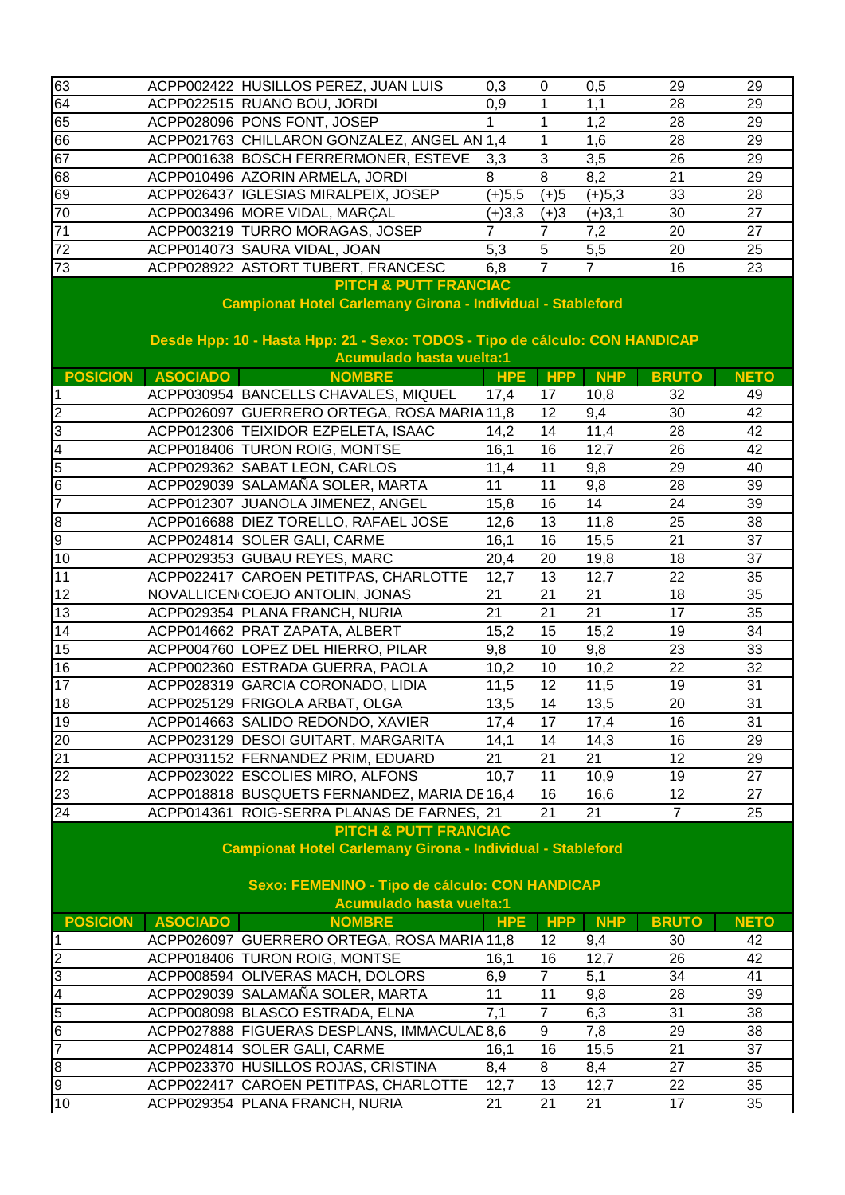| POSICION | ASOCIADO | NOMBRE | HPE | HPP | NHP | BRUTO | NETO |
|---|---|---|---|---|---|---|---|
| 63 | ACPP002422 | HUSILLOS PEREZ, JUAN LUIS | 0,3 | 0 | 0,5 | 29 | 29 |
| 64 | ACPP022515 | RUANO BOU, JORDI | 0,9 | 1 | 1,1 | 28 | 29 |
| 65 | ACPP028096 | PONS FONT, JOSEP | 1 | 1 | 1,2 | 28 | 29 |
| 66 | ACPP021763 | CHILLARON GONZALEZ, ANGEL AN | 1,4 | 1 | 1,6 | 28 | 29 |
| 67 | ACPP001638 | BOSCH FERRERMONER, ESTEVE | 3,3 | 3 | 3,5 | 26 | 29 |
| 68 | ACPP010496 | AZORIN ARMELA, JORDI | 8 | 8 | 8,2 | 21 | 29 |
| 69 | ACPP026437 | IGLESIAS MIRALPEIX, JOSEP | (+)5,5 | (+)5 | (+)5,3 | 33 | 28 |
| 70 | ACPP003496 | MORE VIDAL, MARÇAL | (+)3,3 | (+)3 | (+)3,1 | 30 | 27 |
| 71 | ACPP003219 | TURRO MORAGAS, JOSEP | 7 | 7 | 7,2 | 20 | 27 |
| 72 | ACPP014073 | SAURA VIDAL, JOAN | 5,3 | 5 | 5,5 | 20 | 25 |
| 73 | ACPP028922 | ASTORT TUBERT, FRANCESC | 6,8 | 7 | 7 | 16 | 23 |

**PITCH & PUTT FRANCIAC**

**Campionat Hotel Carlemany Girona - Individual - Stableford**

**Desde Hpp: 10 - Hasta Hpp: 21 - Sexo: TODOS - Tipo de cálculo: CON HANDICAP**

**Acumulado hasta vuelta:1**

| POSICION | ASOCIADO | NOMBRE | HPE | HPP | NHP | BRUTO | NETO |
|---|---|---|---|---|---|---|---|
| 1 | ACPP030954 | BANCELLS CHAVALES, MIQUEL | 17,4 | 17 | 10,8 | 32 | 49 |
| 2 | ACPP026097 | GUERRERO ORTEGA, ROSA MARIA | 11,8 | 12 | 9,4 | 30 | 42 |
| 3 | ACPP012306 | TEIXIDOR EZPELETA, ISAAC | 14,2 | 14 | 11,4 | 28 | 42 |
| 4 | ACPP018406 | TURON ROIG, MONTSE | 16,1 | 16 | 12,7 | 26 | 42 |
| 5 | ACPP029362 | SABAT LEON, CARLOS | 11,4 | 11 | 9,8 | 29 | 40 |
| 6 | ACPP029039 | SALAMAÑA SOLER, MARTA | 11 | 11 | 9,8 | 28 | 39 |
| 7 | ACPP012307 | JUANOLA JIMENEZ, ANGEL | 15,8 | 16 | 14 | 24 | 39 |
| 8 | ACPP016688 | DIEZ TORELLO, RAFAEL JOSE | 12,6 | 13 | 11,8 | 25 | 38 |
| 9 | ACPP024814 | SOLER GALI, CARME | 16,1 | 16 | 15,5 | 21 | 37 |
| 10 | ACPP029353 | GUBAU REYES, MARC | 20,4 | 20 | 19,8 | 18 | 37 |
| 11 | ACPP022417 | CAROEN PETITPAS, CHARLOTTE | 12,7 | 13 | 12,7 | 22 | 35 |
| 12 | NOVALLICEN | COEJO ANTOLIN, JONAS | 21 | 21 | 21 | 18 | 35 |
| 13 | ACPP029354 | PLANA FRANCH, NURIA | 21 | 21 | 21 | 17 | 35 |
| 14 | ACPP014662 | PRAT ZAPATA, ALBERT | 15,2 | 15 | 15,2 | 19 | 34 |
| 15 | ACPP004760 | LOPEZ DEL HIERRO, PILAR | 9,8 | 10 | 9,8 | 23 | 33 |
| 16 | ACPP002360 | ESTRADA GUERRA, PAOLA | 10,2 | 10 | 10,2 | 22 | 32 |
| 17 | ACPP028319 | GARCIA CORONADO, LIDIA | 11,5 | 12 | 11,5 | 19 | 31 |
| 18 | ACPP025129 | FRIGOLA ARBAT, OLGA | 13,5 | 14 | 13,5 | 20 | 31 |
| 19 | ACPP014663 | SALIDO REDONDO, XAVIER | 17,4 | 17 | 17,4 | 16 | 31 |
| 20 | ACPP023129 | DESOI GUITART, MARGARITA | 14,1 | 14 | 14,3 | 16 | 29 |
| 21 | ACPP031152 | FERNANDEZ PRIM, EDUARD | 21 | 21 | 21 | 12 | 29 |
| 22 | ACPP023022 | ESCOLIES MIRO, ALFONS | 10,7 | 11 | 10,9 | 19 | 27 |
| 23 | ACPP018818 | BUSQUETS FERNANDEZ, MARIA DE | 16,4 | 16 | 16,6 | 12 | 27 |
| 24 | ACPP014361 | ROIG-SERRA PLANAS DE FARNES, | 21 | 21 | 21 | 7 | 25 |

**PITCH & PUTT FRANCIAC**

**Campionat Hotel Carlemany Girona - Individual - Stableford**

**Sexo: FEMENINO - Tipo de cálculo: CON HANDICAP**

**Acumulado hasta vuelta:1**

| POSICION | ASOCIADO | NOMBRE | HPE | HPP | NHP | BRUTO | NETO |
|---|---|---|---|---|---|---|---|
| 1 | ACPP026097 | GUERRERO ORTEGA, ROSA MARIA | 11,8 | 12 | 9,4 | 30 | 42 |
| 2 | ACPP018406 | TURON ROIG, MONTSE | 16,1 | 16 | 12,7 | 26 | 42 |
| 3 | ACPP008594 | OLIVERAS MACH, DOLORS | 6,9 | 7 | 5,1 | 34 | 41 |
| 4 | ACPP029039 | SALAMAÑA SOLER, MARTA | 11 | 11 | 9,8 | 28 | 39 |
| 5 | ACPP008098 | BLASCO ESTRADA, ELNA | 7,1 | 7 | 6,3 | 31 | 38 |
| 6 | ACPP027888 | FIGUERAS DESPLANS, IMMACULAD | 8,6 | 9 | 7,8 | 29 | 38 |
| 7 | ACPP024814 | SOLER GALI, CARME | 16,1 | 16 | 15,5 | 21 | 37 |
| 8 | ACPP023370 | HUSILLOS ROJAS, CRISTINA | 8,4 | 8 | 8,4 | 27 | 35 |
| 9 | ACPP022417 | CAROEN PETITPAS, CHARLOTTE | 12,7 | 13 | 12,7 | 22 | 35 |
| 10 | ACPP029354 | PLANA FRANCH, NURIA | 21 | 21 | 21 | 17 | 35 |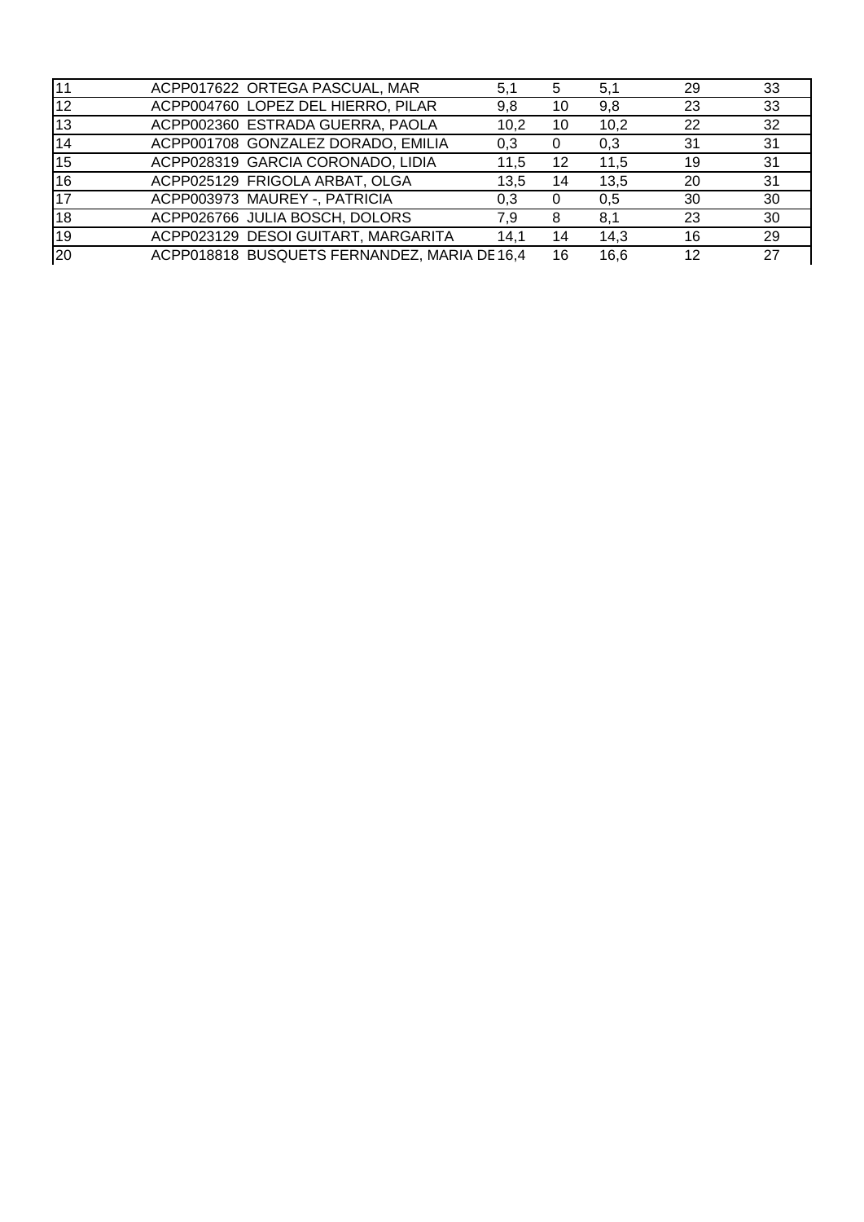| | | | | | | | |
|---|---|---|---|---|---|---|---|
| 11 | ACPP017622 | ORTEGA PASCUAL, MAR | 5,1 | 5 | 5,1 | 29 | 33 |
| 12 | ACPP004760 | LOPEZ DEL HIERRO, PILAR | 9,8 | 10 | 9,8 | 23 | 33 |
| 13 | ACPP002360 | ESTRADA GUERRA, PAOLA | 10,2 | 10 | 10,2 | 22 | 32 |
| 14 | ACPP001708 | GONZALEZ DORADO, EMILIA | 0,3 | 0 | 0,3 | 31 | 31 |
| 15 | ACPP028319 | GARCIA CORONADO, LIDIA | 11,5 | 12 | 11,5 | 19 | 31 |
| 16 | ACPP025129 | FRIGOLA ARBAT, OLGA | 13,5 | 14 | 13,5 | 20 | 31 |
| 17 | ACPP003973 | MAUREY -, PATRICIA | 0,3 | 0 | 0,5 | 30 | 30 |
| 18 | ACPP026766 | JULIA BOSCH, DOLORS | 7,9 | 8 | 8,1 | 23 | 30 |
| 19 | ACPP023129 | DESOI GUITART, MARGARITA | 14,1 | 14 | 14,3 | 16 | 29 |
| 20 | ACPP018818 | BUSQUETS FERNANDEZ, MARIA DE | 16,4 | 16 | 16,6 | 12 | 27 |